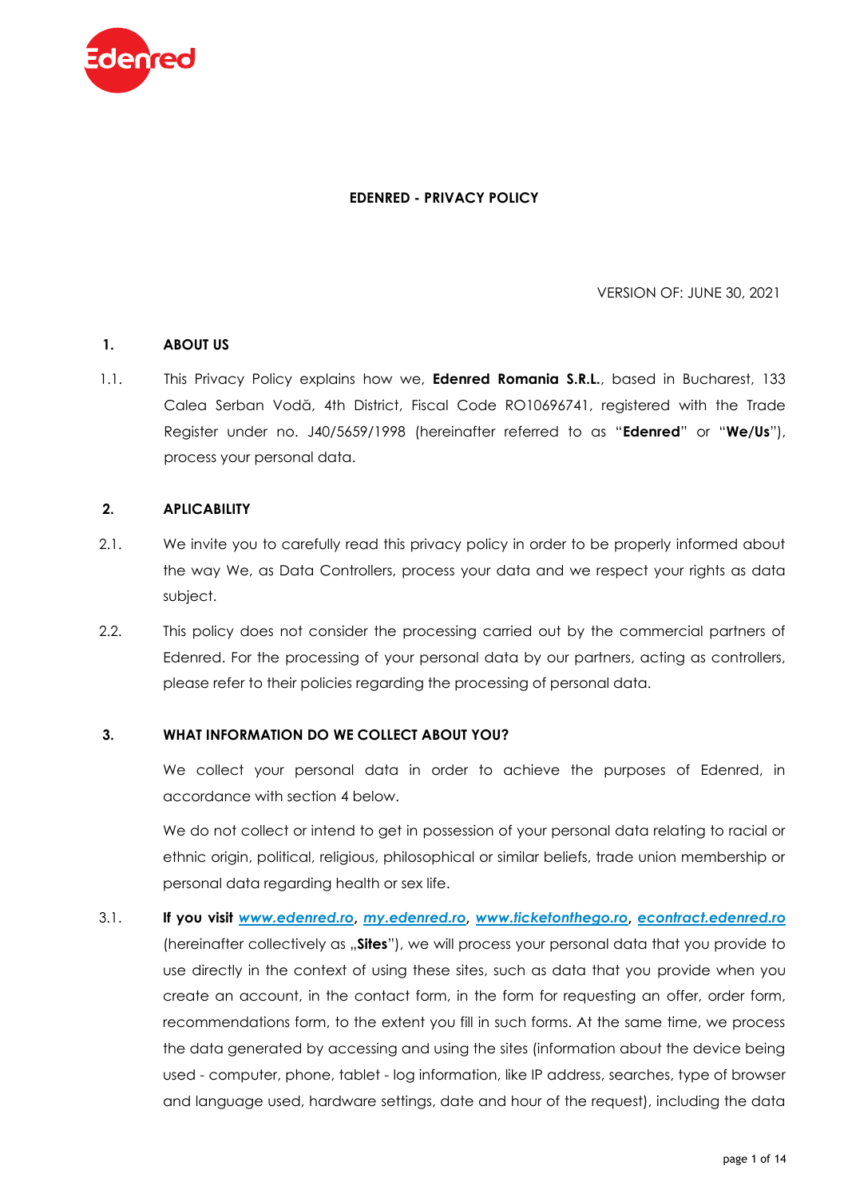# EDENRED - PRIVACY POLICY

VERSION OF: JUNE 30, 2021

## 1. ABOUT US

1.1. This Privacy Policy explains how we, **Edenred Romania S.R.L.**, based in Bucharest, 133 Calea Serban Vodă, 4th District, Fiscal Code RO10696741, registered with the Trade Register under no. J40/5659/1998 (hereinafter referred to as "**Edenred**" or "**We/Us**"), process your personal data.

## 2. APLICABILITY

2.1. We invite you to carefully read this privacy policy in order to be properly informed about the way We, as Data Controllers, process your data and we respect your rights as data subject.

2.2. This policy does not consider the processing carried out by the commercial partners of Edenred. For the processing of your personal data by our partners, acting as controllers, please refer to their policies regarding the processing of personal data.

## 3. WHAT INFORMATION DO WE COLLECT ABOUT YOU?

We collect your personal data in order to achieve the purposes of Edenred, in accordance with section 4 below.

We do not collect or intend to get in possession of your personal data relating to racial or ethnic origin, political, religious, philosophical or similar beliefs, trade union membership or personal data regarding health or sex life.

3.1. **If you visit *www.edenred.ro*, *my.edenred.ro*, *www.ticketonthego.ro*, *econtract.edenred.ro*** (hereinafter collectively as „**Sites**"), we will process your personal data that you provide to use directly in the context of using these sites, such as data that you provide when you create an account, in the contact form, in the form for requesting an offer, order form, recommendations form, to the extent you fill in such forms. At the same time, we process the data generated by accessing and using the sites (information about the device being used - computer, phone, tablet - log information, like IP address, searches, type of browser and language used, hardware settings, date and hour of the request), including the data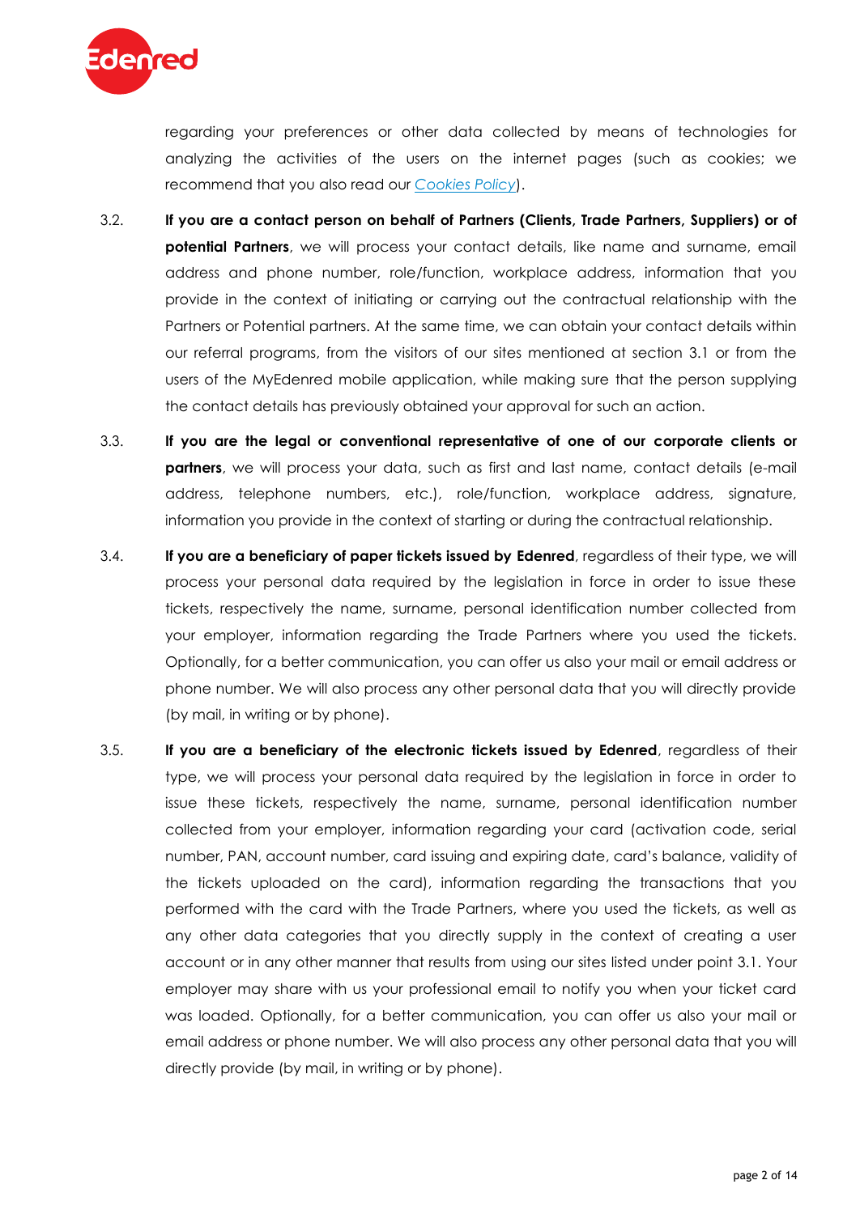regarding your preferences or other data collected by means of technologies for analyzing the activities of the users on the internet pages (such as cookies; we recommend that you also read our *Cookies Policy*).

3.2. **If you are a contact person on behalf of Partners (Clients, Trade Partners, Suppliers) or of potential Partners**, we will process your contact details, like name and surname, email address and phone number, role/function, workplace address, information that you provide in the context of initiating or carrying out the contractual relationship with the Partners or Potential partners. At the same time, we can obtain your contact details within our referral programs, from the visitors of our sites mentioned at section 3.1 or from the users of the MyEdenred mobile application, while making sure that the person supplying the contact details has previously obtained your approval for such an action.

3.3. **If you are the legal or conventional representative of one of our corporate clients or partners**, we will process your data, such as first and last name, contact details (e-mail address, telephone numbers, etc.), role/function, workplace address, signature, information you provide in the context of starting or during the contractual relationship.

3.4. **If you are a beneficiary of paper tickets issued by Edenred**, regardless of their type, we will process your personal data required by the legislation in force in order to issue these tickets, respectively the name, surname, personal identification number collected from your employer, information regarding the Trade Partners where you used the tickets. Optionally, for a better communication, you can offer us also your mail or email address or phone number. We will also process any other personal data that you will directly provide (by mail, in writing or by phone).

3.5. **If you are a beneficiary of the electronic tickets issued by Edenred**, regardless of their type, we will process your personal data required by the legislation in force in order to issue these tickets, respectively the name, surname, personal identification number collected from your employer, information regarding your card (activation code, serial number, PAN, account number, card issuing and expiring date, card's balance, validity of the tickets uploaded on the card), information regarding the transactions that you performed with the card with the Trade Partners, where you used the tickets, as well as any other data categories that you directly supply in the context of creating a user account or in any other manner that results from using our sites listed under point 3.1. Your employer may share with us your professional email to notify you when your ticket card was loaded. Optionally, for a better communication, you can offer us also your mail or email address or phone number. We will also process any other personal data that you will directly provide (by mail, in writing or by phone).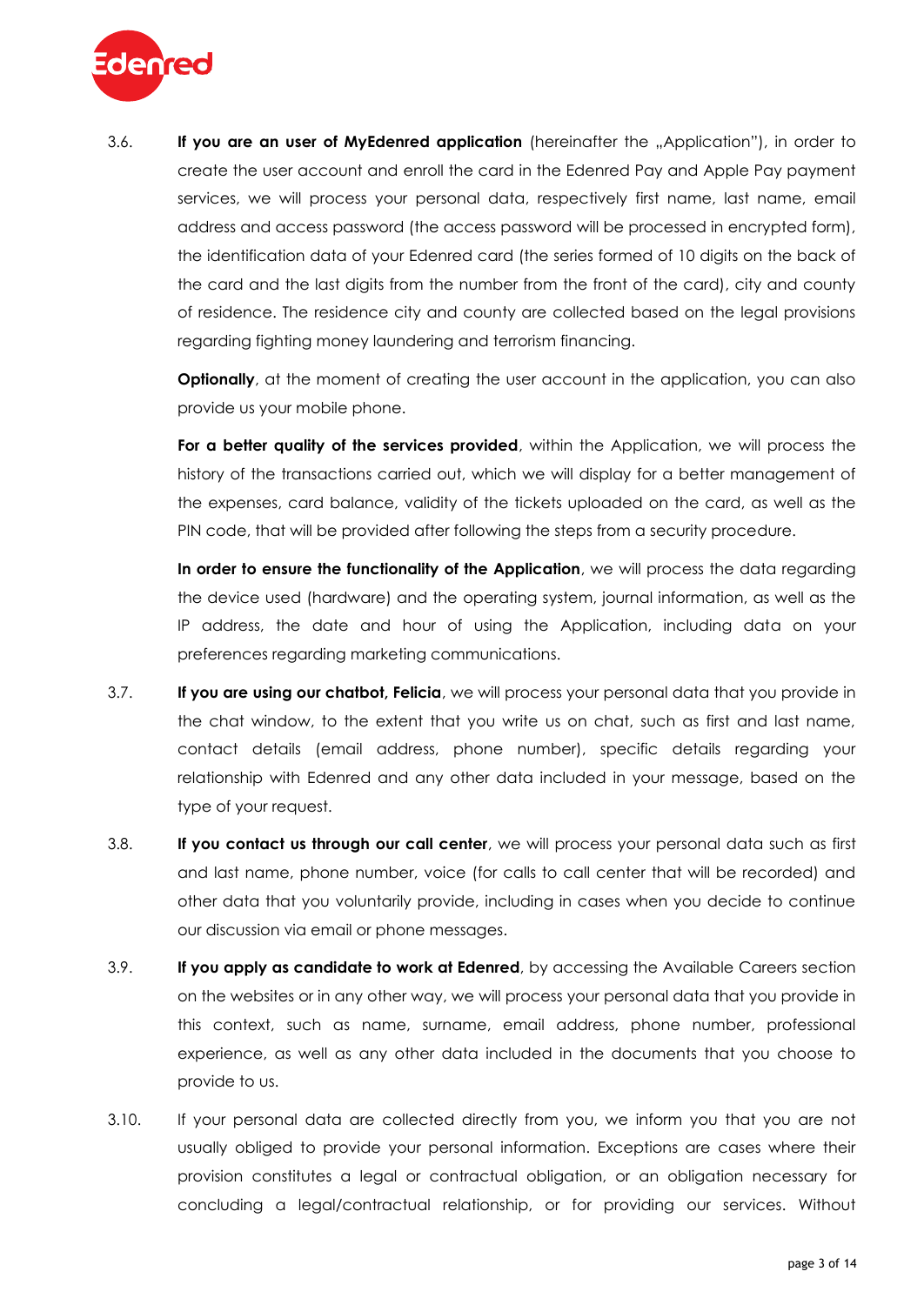3.6. **If you are an user of MyEdenred application** (hereinafter the „Application"), in order to create the user account and enroll the card in the Edenred Pay and Apple Pay payment services, we will process your personal data, respectively first name, last name, email address and access password (the access password will be processed in encrypted form), the identification data of your Edenred card (the series formed of 10 digits on the back of the card and the last digits from the number from the front of the card), city and county of residence. The residence city and county are collected based on the legal provisions regarding fighting money laundering and terrorism financing.

**Optionally**, at the moment of creating the user account in the application, you can also provide us your mobile phone.

**For a better quality of the services provided**, within the Application, we will process the history of the transactions carried out, which we will display for a better management of the expenses, card balance, validity of the tickets uploaded on the card, as well as the PIN code, that will be provided after following the steps from a security procedure.

**In order to ensure the functionality of the Application**, we will process the data regarding the device used (hardware) and the operating system, journal information, as well as the IP address, the date and hour of using the Application, including data on your preferences regarding marketing communications.

3.7. **If you are using our chatbot, Felicia**, we will process your personal data that you provide in the chat window, to the extent that you write us on chat, such as first and last name, contact details (email address, phone number), specific details regarding your relationship with Edenred and any other data included in your message, based on the type of your request.

3.8. **If you contact us through our call center**, we will process your personal data such as first and last name, phone number, voice (for calls to call center that will be recorded) and other data that you voluntarily provide, including in cases when you decide to continue our discussion via email or phone messages.

3.9. **If you apply as candidate to work at Edenred**, by accessing the Available Careers section on the websites or in any other way, we will process your personal data that you provide in this context, such as name, surname, email address, phone number, professional experience, as well as any other data included in the documents that you choose to provide to us.

3.10. If your personal data are collected directly from you, we inform you that you are not usually obliged to provide your personal information. Exceptions are cases where their provision constitutes a legal or contractual obligation, or an obligation necessary for concluding a legal/contractual relationship, or for providing our services. Without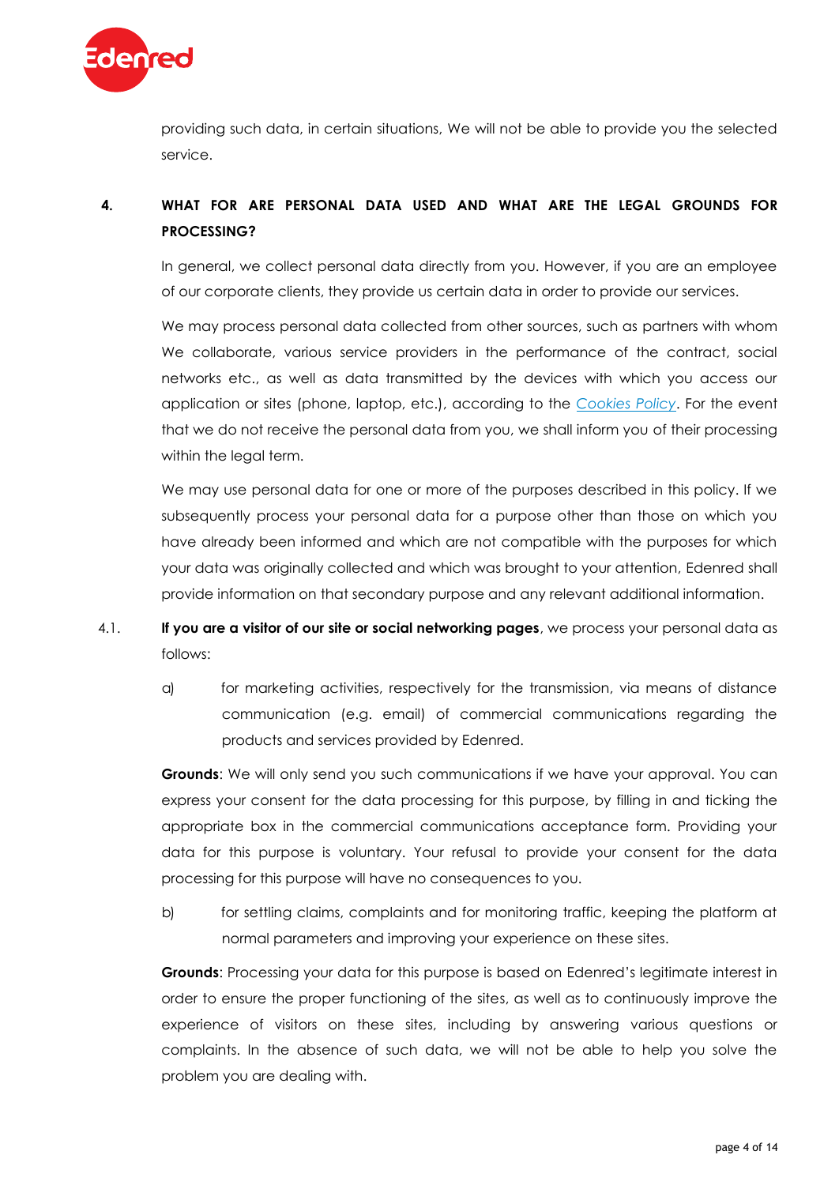providing such data, in certain situations, We will not be able to provide you the selected service.

## 4. WHAT FOR ARE PERSONAL DATA USED AND WHAT ARE THE LEGAL GROUNDS FOR PROCESSING?

In general, we collect personal data directly from you. However, if you are an employee of our corporate clients, they provide us certain data in order to provide our services.

We may process personal data collected from other sources, such as partners with whom We collaborate, various service providers in the performance of the contract, social networks etc., as well as data transmitted by the devices with which you access our application or sites (phone, laptop, etc.), according to the *Cookies Policy*. For the event that we do not receive the personal data from you, we shall inform you of their processing within the legal term.

We may use personal data for one or more of the purposes described in this policy. If we subsequently process your personal data for a purpose other than those on which you have already been informed and which are not compatible with the purposes for which your data was originally collected and which was brought to your attention, Edenred shall provide information on that secondary purpose and any relevant additional information.

4.1. **If you are a visitor of our site or social networking pages**, we process your personal data as follows:

a) for marketing activities, respectively for the transmission, via means of distance communication (e.g. email) of commercial communications regarding the products and services provided by Edenred.

**Grounds**: We will only send you such communications if we have your approval. You can express your consent for the data processing for this purpose, by filling in and ticking the appropriate box in the commercial communications acceptance form. Providing your data for this purpose is voluntary. Your refusal to provide your consent for the data processing for this purpose will have no consequences to you.

b) for settling claims, complaints and for monitoring traffic, keeping the platform at normal parameters and improving your experience on these sites.

**Grounds**: Processing your data for this purpose is based on Edenred's legitimate interest in order to ensure the proper functioning of the sites, as well as to continuously improve the experience of visitors on these sites, including by answering various questions or complaints. In the absence of such data, we will not be able to help you solve the problem you are dealing with.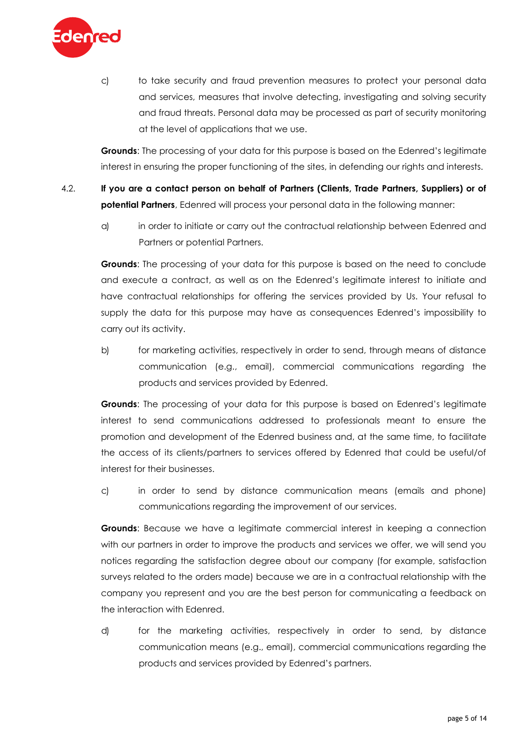c) to take security and fraud prevention measures to protect your personal data and services, measures that involve detecting, investigating and solving security and fraud threats. Personal data may be processed as part of security monitoring at the level of applications that we use.

**Grounds**: The processing of your data for this purpose is based on the Edenred's legitimate interest in ensuring the proper functioning of the sites, in defending our rights and interests.

4.2. **If you are a contact person on behalf of Partners (Clients, Trade Partners, Suppliers) or of potential Partners**, Edenred will process your personal data in the following manner:

a) in order to initiate or carry out the contractual relationship between Edenred and Partners or potential Partners.

**Grounds**: The processing of your data for this purpose is based on the need to conclude and execute a contract, as well as on the Edenred's legitimate interest to initiate and have contractual relationships for offering the services provided by Us. Your refusal to supply the data for this purpose may have as consequences Edenred's impossibility to carry out its activity.

b) for marketing activities, respectively in order to send, through means of distance communication (e.g., email), commercial communications regarding the products and services provided by Edenred.

**Grounds**: The processing of your data for this purpose is based on Edenred's legitimate interest to send communications addressed to professionals meant to ensure the promotion and development of the Edenred business and, at the same time, to facilitate the access of its clients/partners to services offered by Edenred that could be useful/of interest for their businesses.

c) in order to send by distance communication means (emails and phone) communications regarding the improvement of our services.

**Grounds**: Because we have a legitimate commercial interest in keeping a connection with our partners in order to improve the products and services we offer, we will send you notices regarding the satisfaction degree about our company (for example, satisfaction surveys related to the orders made) because we are in a contractual relationship with the company you represent and you are the best person for communicating a feedback on the interaction with Edenred.

d) for the marketing activities, respectively in order to send, by distance communication means (e.g., email), commercial communications regarding the products and services provided by Edenred's partners.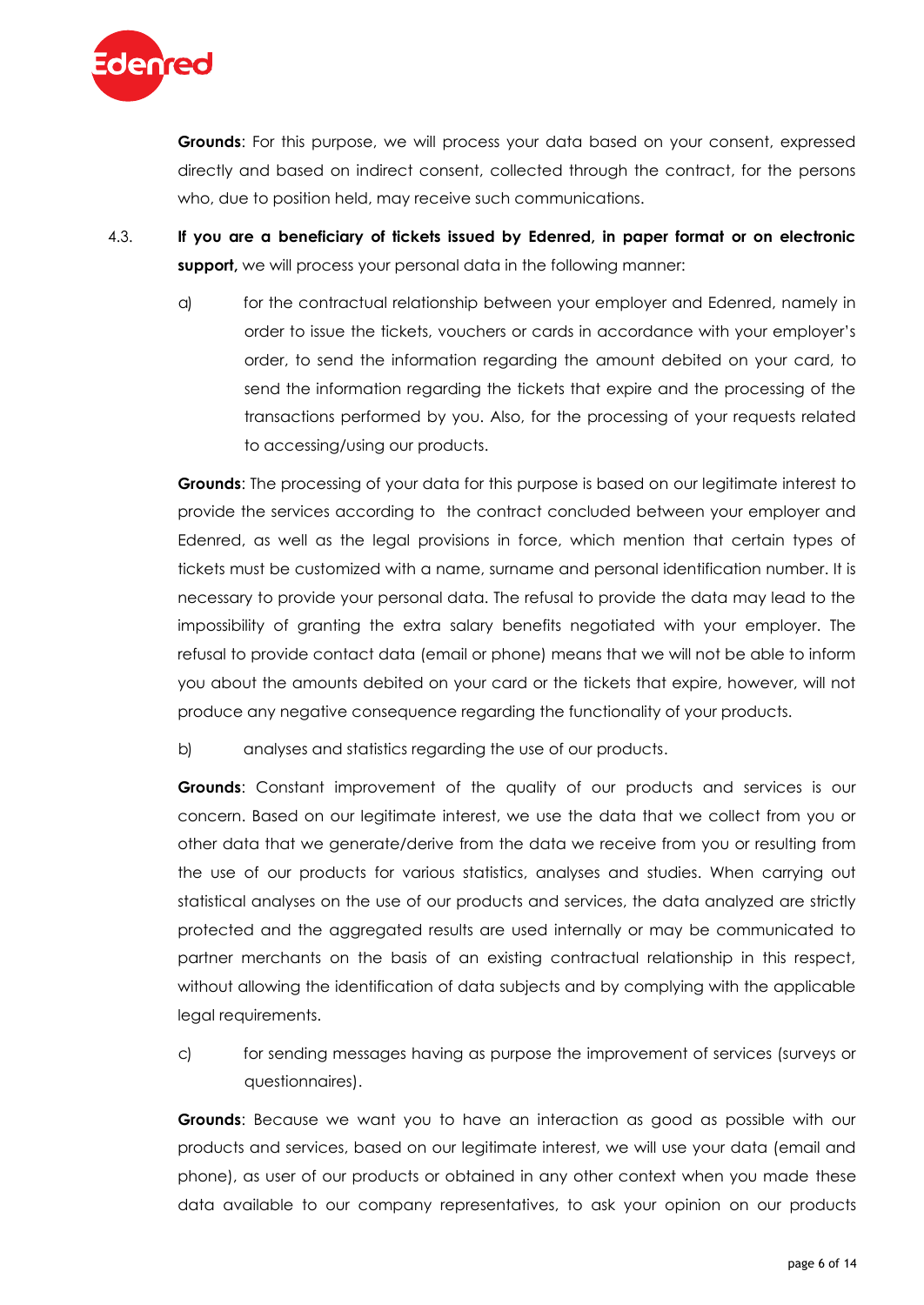**Grounds**: For this purpose, we will process your data based on your consent, expressed directly and based on indirect consent, collected through the contract, for the persons who, due to position held, may receive such communications.

4.3. **If you are a beneficiary of tickets issued by Edenred, in paper format or on electronic support,** we will process your personal data in the following manner:

a) for the contractual relationship between your employer and Edenred, namely in order to issue the tickets, vouchers or cards in accordance with your employer's order, to send the information regarding the amount debited on your card, to send the information regarding the tickets that expire and the processing of the transactions performed by you. Also, for the processing of your requests related to accessing/using our products.

**Grounds**: The processing of your data for this purpose is based on our legitimate interest to provide the services according to the contract concluded between your employer and Edenred, as well as the legal provisions in force, which mention that certain types of tickets must be customized with a name, surname and personal identification number. It is necessary to provide your personal data. The refusal to provide the data may lead to the impossibility of granting the extra salary benefits negotiated with your employer. The refusal to provide contact data (email or phone) means that we will not be able to inform you about the amounts debited on your card or the tickets that expire, however, will not produce any negative consequence regarding the functionality of your products.

b) analyses and statistics regarding the use of our products.

**Grounds**: Constant improvement of the quality of our products and services is our concern. Based on our legitimate interest, we use the data that we collect from you or other data that we generate/derive from the data we receive from you or resulting from the use of our products for various statistics, analyses and studies. When carrying out statistical analyses on the use of our products and services, the data analyzed are strictly protected and the aggregated results are used internally or may be communicated to partner merchants on the basis of an existing contractual relationship in this respect, without allowing the identification of data subjects and by complying with the applicable legal requirements.

c) for sending messages having as purpose the improvement of services (surveys or questionnaires).

**Grounds**: Because we want you to have an interaction as good as possible with our products and services, based on our legitimate interest, we will use your data (email and phone), as user of our products or obtained in any other context when you made these data available to our company representatives, to ask your opinion on our products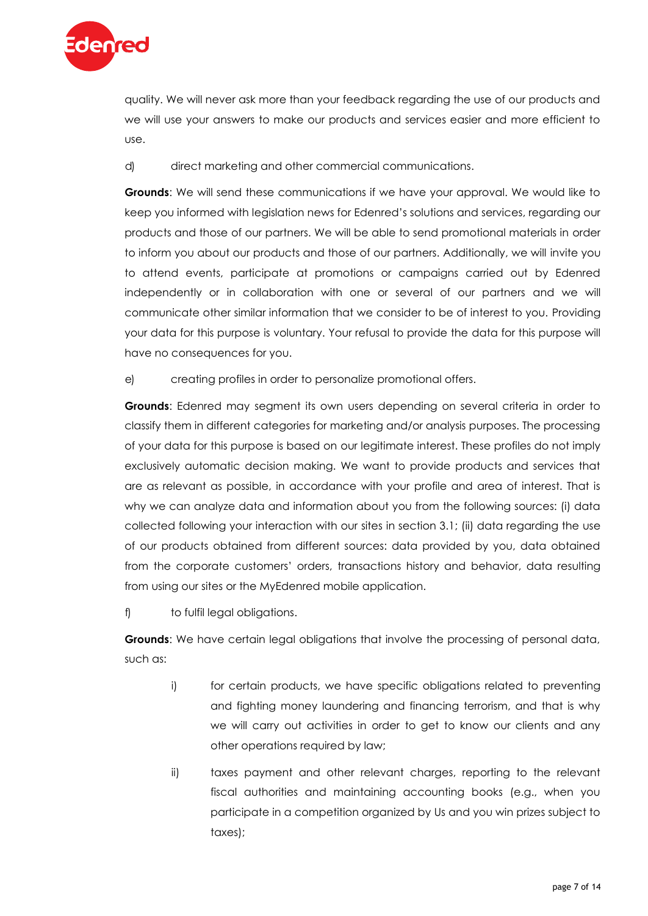quality. We will never ask more than your feedback regarding the use of our products and we will use your answers to make our products and services easier and more efficient to use.

d) direct marketing and other commercial communications.

**Grounds**: We will send these communications if we have your approval. We would like to keep you informed with legislation news for Edenred's solutions and services, regarding our products and those of our partners. We will be able to send promotional materials in order to inform you about our products and those of our partners. Additionally, we will invite you to attend events, participate at promotions or campaigns carried out by Edenred independently or in collaboration with one or several of our partners and we will communicate other similar information that we consider to be of interest to you. Providing your data for this purpose is voluntary. Your refusal to provide the data for this purpose will have no consequences for you.

e) creating profiles in order to personalize promotional offers.

**Grounds**: Edenred may segment its own users depending on several criteria in order to classify them in different categories for marketing and/or analysis purposes. The processing of your data for this purpose is based on our legitimate interest. These profiles do not imply exclusively automatic decision making. We want to provide products and services that are as relevant as possible, in accordance with your profile and area of interest. That is why we can analyze data and information about you from the following sources: (i) data collected following your interaction with our sites in section 3.1; (ii) data regarding the use of our products obtained from different sources: data provided by you, data obtained from the corporate customers' orders, transactions history and behavior, data resulting from using our sites or the MyEdenred mobile application.

f) to fulfil legal obligations.

**Grounds**: We have certain legal obligations that involve the processing of personal data, such as:

i) for certain products, we have specific obligations related to preventing and fighting money laundering and financing terrorism, and that is why we will carry out activities in order to get to know our clients and any other operations required by law;

ii) taxes payment and other relevant charges, reporting to the relevant fiscal authorities and maintaining accounting books (e.g., when you participate in a competition organized by Us and you win prizes subject to taxes);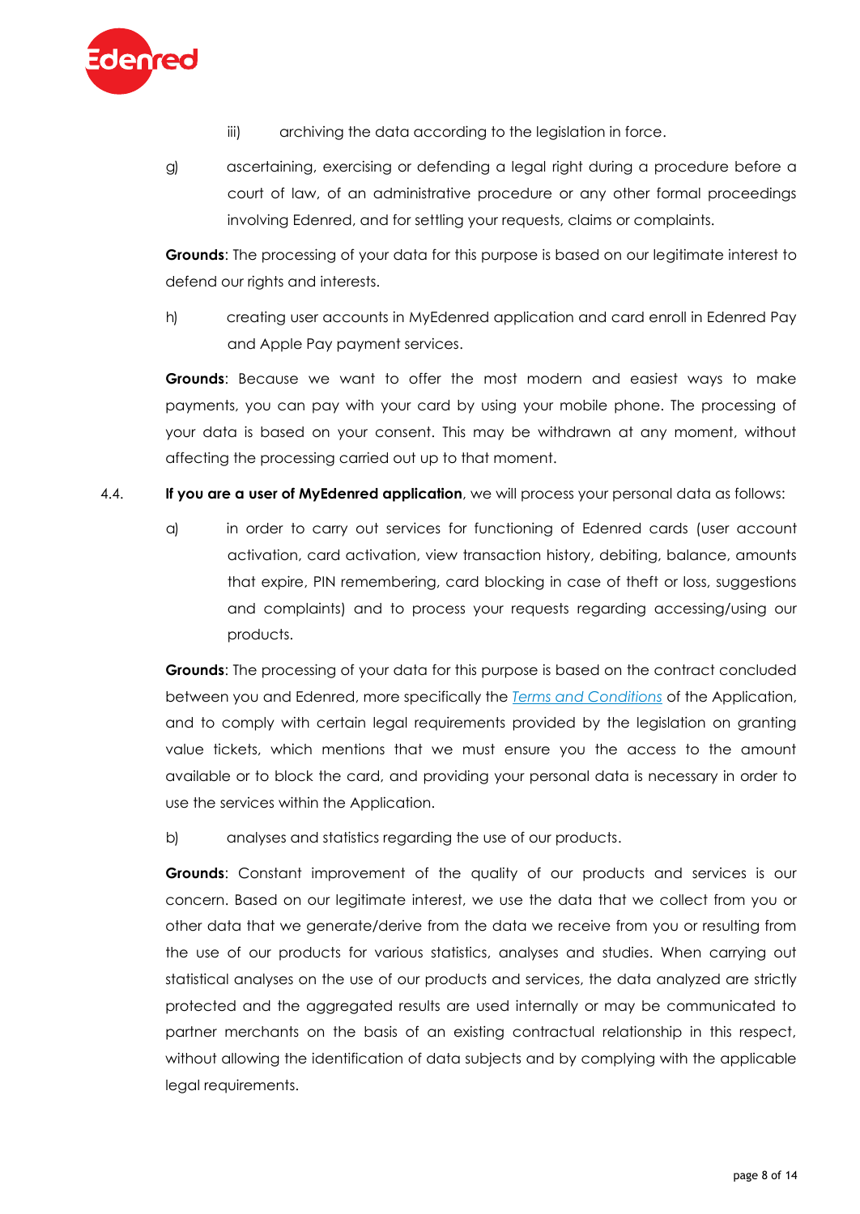iii) archiving the data according to the legislation in force.

g) ascertaining, exercising or defending a legal right during a procedure before a court of law, of an administrative procedure or any other formal proceedings involving Edenred, and for settling your requests, claims or complaints.

**Grounds**: The processing of your data for this purpose is based on our legitimate interest to defend our rights and interests.

h) creating user accounts in MyEdenred application and card enroll in Edenred Pay and Apple Pay payment services.

**Grounds**: Because we want to offer the most modern and easiest ways to make payments, you can pay with your card by using your mobile phone. The processing of your data is based on your consent. This may be withdrawn at any moment, without affecting the processing carried out up to that moment.

4.4. **If you are a user of MyEdenred application**, we will process your personal data as follows:

a) in order to carry out services for functioning of Edenred cards (user account activation, card activation, view transaction history, debiting, balance, amounts that expire, PIN remembering, card blocking in case of theft or loss, suggestions and complaints) and to process your requests regarding accessing/using our products.

**Grounds**: The processing of your data for this purpose is based on the contract concluded between you and Edenred, more specifically the *Terms and Conditions* of the Application, and to comply with certain legal requirements provided by the legislation on granting value tickets, which mentions that we must ensure you the access to the amount available or to block the card, and providing your personal data is necessary in order to use the services within the Application.

b) analyses and statistics regarding the use of our products.

**Grounds**: Constant improvement of the quality of our products and services is our concern. Based on our legitimate interest, we use the data that we collect from you or other data that we generate/derive from the data we receive from you or resulting from the use of our products for various statistics, analyses and studies. When carrying out statistical analyses on the use of our products and services, the data analyzed are strictly protected and the aggregated results are used internally or may be communicated to partner merchants on the basis of an existing contractual relationship in this respect, without allowing the identification of data subjects and by complying with the applicable legal requirements.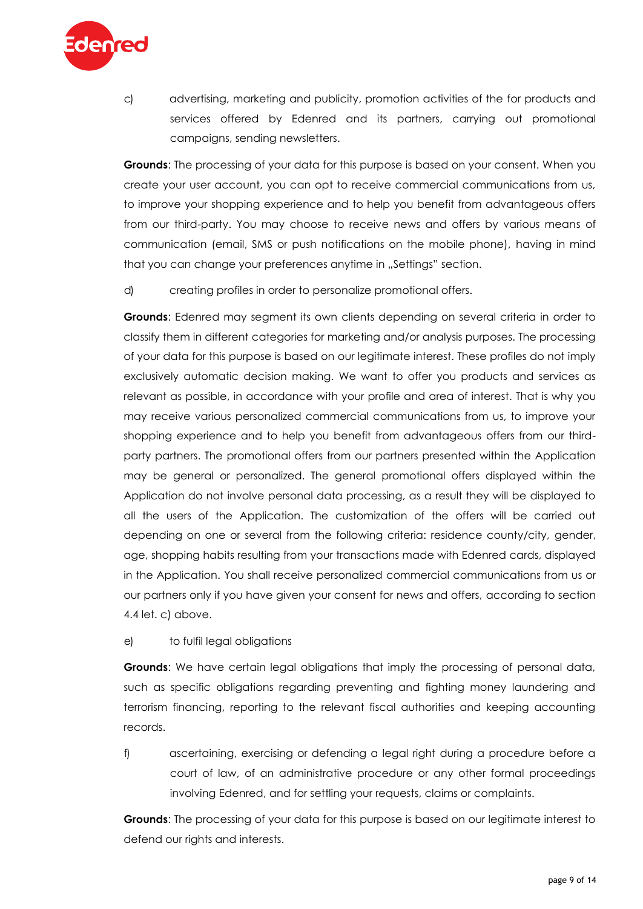c) advertising, marketing and publicity, promotion activities of the for products and services offered by Edenred and its partners, carrying out promotional campaigns, sending newsletters.

**Grounds**: The processing of your data for this purpose is based on your consent. When you create your user account, you can opt to receive commercial communications from us, to improve your shopping experience and to help you benefit from advantageous offers from our third-party. You may choose to receive news and offers by various means of communication (email, SMS or push notifications on the mobile phone), having in mind that you can change your preferences anytime in „Settings" section.

d) creating profiles in order to personalize promotional offers.

**Grounds**: Edenred may segment its own clients depending on several criteria in order to classify them in different categories for marketing and/or analysis purposes. The processing of your data for this purpose is based on our legitimate interest. These profiles do not imply exclusively automatic decision making. We want to offer you products and services as relevant as possible, in accordance with your profile and area of interest. That is why you may receive various personalized commercial communications from us, to improve your shopping experience and to help you benefit from advantageous offers from our third-party partners. The promotional offers from our partners presented within the Application may be general or personalized. The general promotional offers displayed within the Application do not involve personal data processing, as a result they will be displayed to all the users of the Application. The customization of the offers will be carried out depending on one or several from the following criteria: residence county/city, gender, age, shopping habits resulting from your transactions made with Edenred cards, displayed in the Application. You shall receive personalized commercial communications from us or our partners only if you have given your consent for news and offers, according to section 4.4 let. c) above.

e) to fulfil legal obligations

**Grounds**: We have certain legal obligations that imply the processing of personal data, such as specific obligations regarding preventing and fighting money laundering and terrorism financing, reporting to the relevant fiscal authorities and keeping accounting records.

f) ascertaining, exercising or defending a legal right during a procedure before a court of law, of an administrative procedure or any other formal proceedings involving Edenred, and for settling your requests, claims or complaints.

**Grounds**: The processing of your data for this purpose is based on our legitimate interest to defend our rights and interests.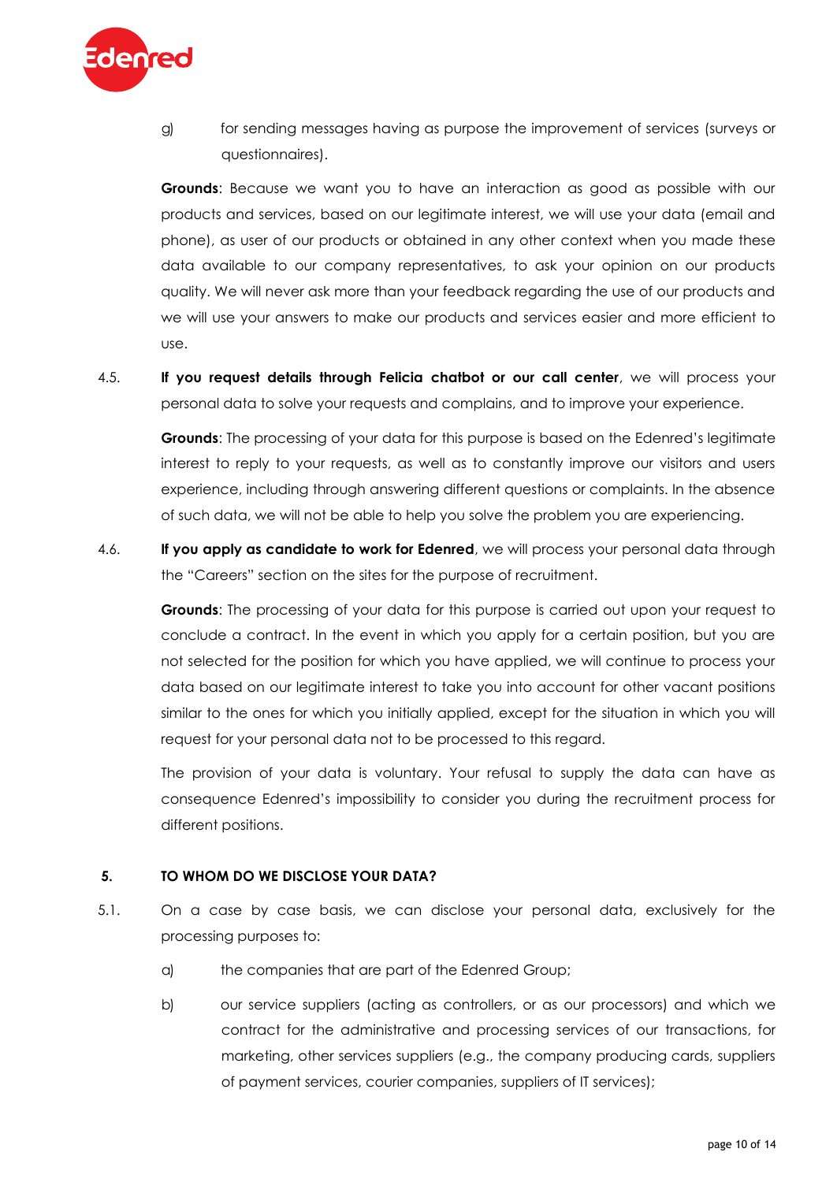g) for sending messages having as purpose the improvement of services (surveys or questionnaires).

**Grounds**: Because we want you to have an interaction as good as possible with our products and services, based on our legitimate interest, we will use your data (email and phone), as user of our products or obtained in any other context when you made these data available to our company representatives, to ask your opinion on our products quality. We will never ask more than your feedback regarding the use of our products and we will use your answers to make our products and services easier and more efficient to use.

4.5. **If you request details through Felicia chatbot or our call center**, we will process your personal data to solve your requests and complains, and to improve your experience.

**Grounds**: The processing of your data for this purpose is based on the Edenred's legitimate interest to reply to your requests, as well as to constantly improve our visitors and users experience, including through answering different questions or complaints. In the absence of such data, we will not be able to help you solve the problem you are experiencing.

4.6. **If you apply as candidate to work for Edenred**, we will process your personal data through the "Careers" section on the sites for the purpose of recruitment.

**Grounds**: The processing of your data for this purpose is carried out upon your request to conclude a contract. In the event in which you apply for a certain position, but you are not selected for the position for which you have applied, we will continue to process your data based on our legitimate interest to take you into account for other vacant positions similar to the ones for which you initially applied, except for the situation in which you will request for your personal data not to be processed to this regard.

The provision of your data is voluntary. Your refusal to supply the data can have as consequence Edenred's impossibility to consider you during the recruitment process for different positions.

## 5. TO WHOM DO WE DISCLOSE YOUR DATA?

5.1. On a case by case basis, we can disclose your personal data, exclusively for the processing purposes to:

a) the companies that are part of the Edenred Group;

b) our service suppliers (acting as controllers, or as our processors) and which we contract for the administrative and processing services of our transactions, for marketing, other services suppliers (e.g., the company producing cards, suppliers of payment services, courier companies, suppliers of IT services);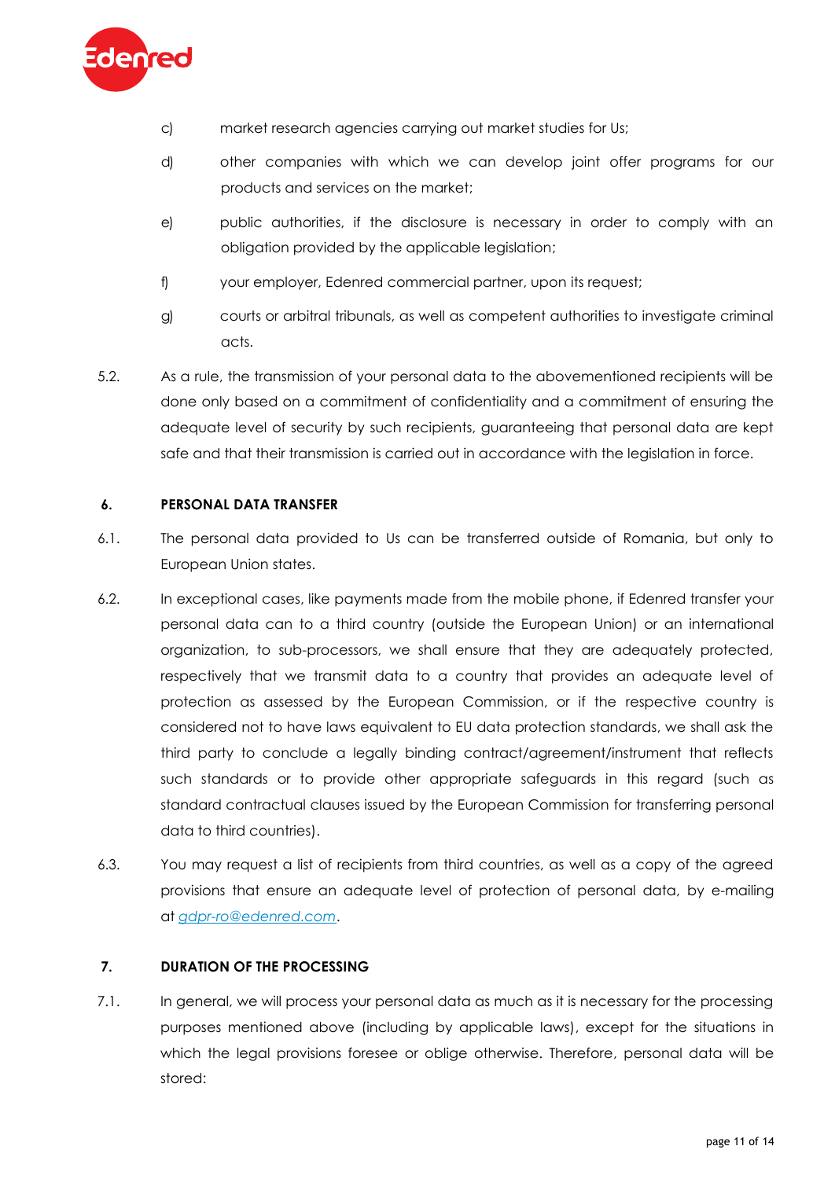c) market research agencies carrying out market studies for Us;

d) other companies with which we can develop joint offer programs for our products and services on the market;

e) public authorities, if the disclosure is necessary in order to comply with an obligation provided by the applicable legislation;

f) your employer, Edenred commercial partner, upon its request;

g) courts or arbitral tribunals, as well as competent authorities to investigate criminal acts.

5.2. As a rule, the transmission of your personal data to the abovementioned recipients will be done only based on a commitment of confidentiality and a commitment of ensuring the adequate level of security by such recipients, guaranteeing that personal data are kept safe and that their transmission is carried out in accordance with the legislation in force.

## 6. PERSONAL DATA TRANSFER

6.1. The personal data provided to Us can be transferred outside of Romania, but only to European Union states.

6.2. In exceptional cases, like payments made from the mobile phone, if Edenred transfer your personal data can to a third country (outside the European Union) or an international organization, to sub-processors, we shall ensure that they are adequately protected, respectively that we transmit data to a country that provides an adequate level of protection as assessed by the European Commission, or if the respective country is considered not to have laws equivalent to EU data protection standards, we shall ask the third party to conclude a legally binding contract/agreement/instrument that reflects such standards or to provide other appropriate safeguards in this regard (such as standard contractual clauses issued by the European Commission for transferring personal data to third countries).

6.3. You may request a list of recipients from third countries, as well as a copy of the agreed provisions that ensure an adequate level of protection of personal data, by e-mailing at *gdpr-ro@edenred.com*.

## 7. DURATION OF THE PROCESSING

7.1. In general, we will process your personal data as much as it is necessary for the processing purposes mentioned above (including by applicable laws), except for the situations in which the legal provisions foresee or oblige otherwise. Therefore, personal data will be stored: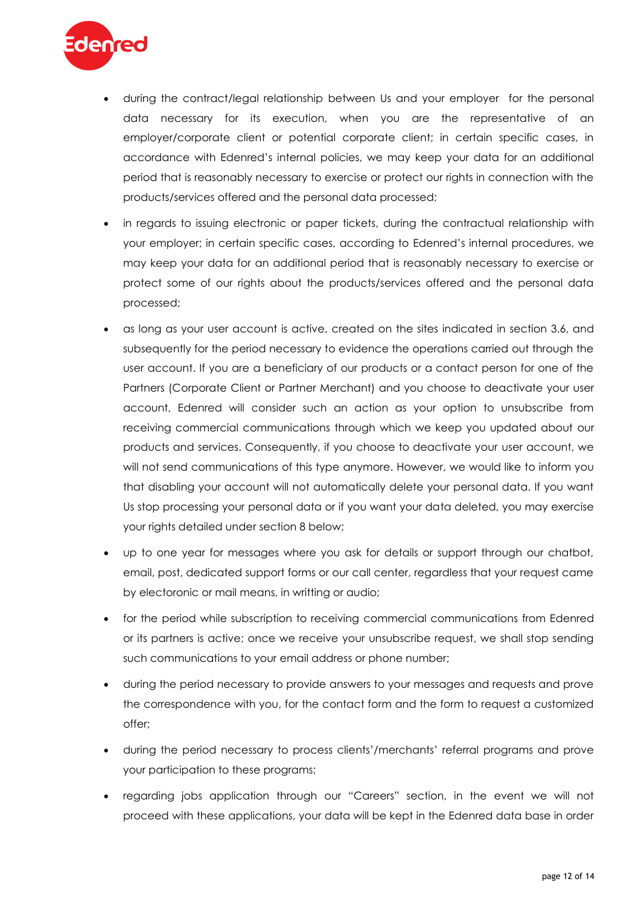- during the contract/legal relationship between Us and your employer for the personal data necessary for its execution, when you are the representative of an employer/corporate client or potential corporate client; in certain specific cases, in accordance with Edenred's internal policies, we may keep your data for an additional period that is reasonably necessary to exercise or protect our rights in connection with the products/services offered and the personal data processed;
- in regards to issuing electronic or paper tickets, during the contractual relationship with your employer; in certain specific cases, according to Edenred's internal procedures, we may keep your data for an additional period that is reasonably necessary to exercise or protect some of our rights about the products/services offered and the personal data processed;
- as long as your user account is active, created on the sites indicated in section 3.6, and subsequently for the period necessary to evidence the operations carried out through the user account. If you are a beneficiary of our products or a contact person for one of the Partners (Corporate Client or Partner Merchant) and you choose to deactivate your user account, Edenred will consider such an action as your option to unsubscribe from receiving commercial communications through which we keep you updated about our products and services. Consequently, if you choose to deactivate your user account, we will not send communications of this type anymore. However, we would like to inform you that disabling your account will not automatically delete your personal data. If you want Us stop processing your personal data or if you want your data deleted, you may exercise your rights detailed under section 8 below;
- up to one year for messages where you ask for details or support through our chatbot, email, post, dedicated support forms or our call center, regardless that your request came by electoronic or mail means, in writting or audio;
- for the period while subscription to receiving commercial communications from Edenred or its partners is active; once we receive your unsubscribe request, we shall stop sending such communications to your email address or phone number;
- during the period necessary to provide answers to your messages and requests and prove the correspondence with you, for the contact form and the form to request a customized offer;
- during the period necessary to process clients'/merchants' referral programs and prove your participation to these programs;
- regarding jobs application through our "Careers" section, in the event we will not proceed with these applications, your data will be kept in the Edenred data base in order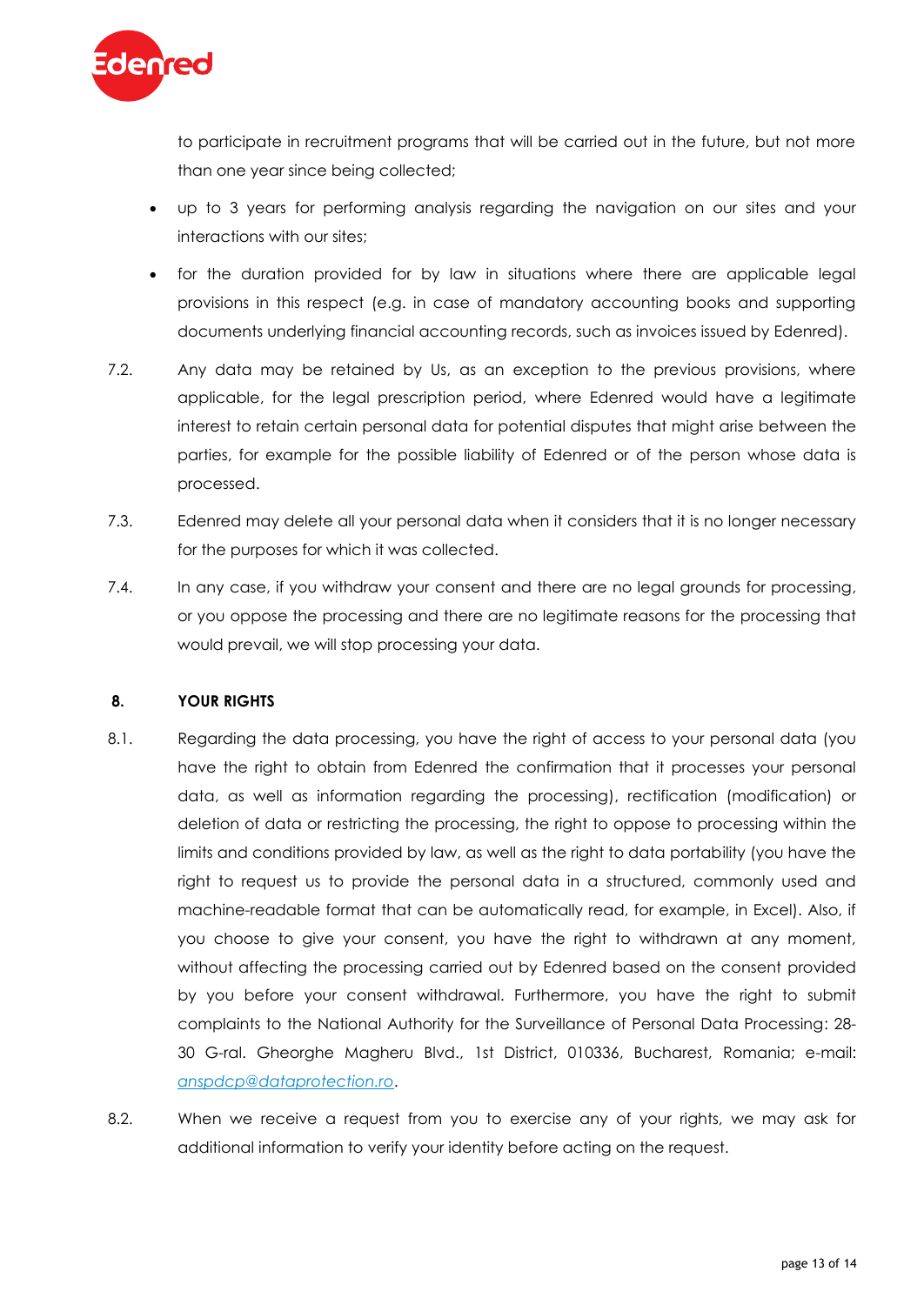to participate in recruitment programs that will be carried out in the future, but not more than one year since being collected;

- up to 3 years for performing analysis regarding the navigation on our sites and your interactions with our sites;
- for the duration provided for by law in situations where there are applicable legal provisions in this respect (e.g. in case of mandatory accounting books and supporting documents underlying financial accounting records, such as invoices issued by Edenred).

7.2. Any data may be retained by Us, as an exception to the previous provisions, where applicable, for the legal prescription period, where Edenred would have a legitimate interest to retain certain personal data for potential disputes that might arise between the parties, for example for the possible liability of Edenred or of the person whose data is processed.

7.3. Edenred may delete all your personal data when it considers that it is no longer necessary for the purposes for which it was collected.

7.4. In any case, if you withdraw your consent and there are no legal grounds for processing, or you oppose the processing and there are no legitimate reasons for the processing that would prevail, we will stop processing your data.

## 8. YOUR RIGHTS

8.1. Regarding the data processing, you have the right of access to your personal data (you have the right to obtain from Edenred the confirmation that it processes your personal data, as well as information regarding the processing), rectification (modification) or deletion of data or restricting the processing, the right to oppose to processing within the limits and conditions provided by law, as well as the right to data portability (you have the right to request us to provide the personal data in a structured, commonly used and machine-readable format that can be automatically read, for example, in Excel). Also, if you choose to give your consent, you have the right to withdrawn at any moment, without affecting the processing carried out by Edenred based on the consent provided by you before your consent withdrawal. Furthermore, you have the right to submit complaints to the National Authority for the Surveillance of Personal Data Processing: 28-30 G-ral. Gheorghe Magheru Blvd., 1st District, 010336, Bucharest, Romania; e-mail: *anspdcp@dataprotection.ro*.

8.2. When we receive a request from you to exercise any of your rights, we may ask for additional information to verify your identity before acting on the request.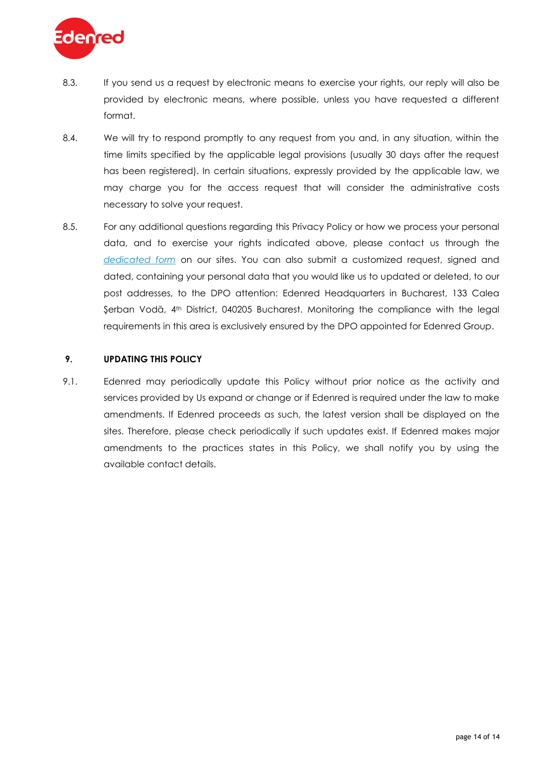8.3. If you send us a request by electronic means to exercise your rights, our reply will also be provided by electronic means, where possible, unless you have requested a different format.

8.4. We will try to respond promptly to any request from you and, in any situation, within the time limits specified by the applicable legal provisions (usually 30 days after the request has been registered). In certain situations, expressly provided by the applicable law, we may charge you for the access request that will consider the administrative costs necessary to solve your request.

8.5. For any additional questions regarding this Privacy Policy or how we process your personal data, and to exercise your rights indicated above, please contact us through the *dedicated form* on our sites. You can also submit a customized request, signed and dated, containing your personal data that you would like us to updated or deleted, to our post addresses, to the DPO attention: Edenred Headquarters in Bucharest, 133 Calea Şerban Vodă, 4th District, 040205 Bucharest. Monitoring the compliance with the legal requirements in this area is exclusively ensured by the DPO appointed for Edenred Group.

## 9. UPDATING THIS POLICY

9.1. Edenred may periodically update this Policy without prior notice as the activity and services provided by Us expand or change or if Edenred is required under the law to make amendments. If Edenred proceeds as such, the latest version shall be displayed on the sites. Therefore, please check periodically if such updates exist. If Edenred makes major amendments to the practices states in this Policy, we shall notify you by using the available contact details.